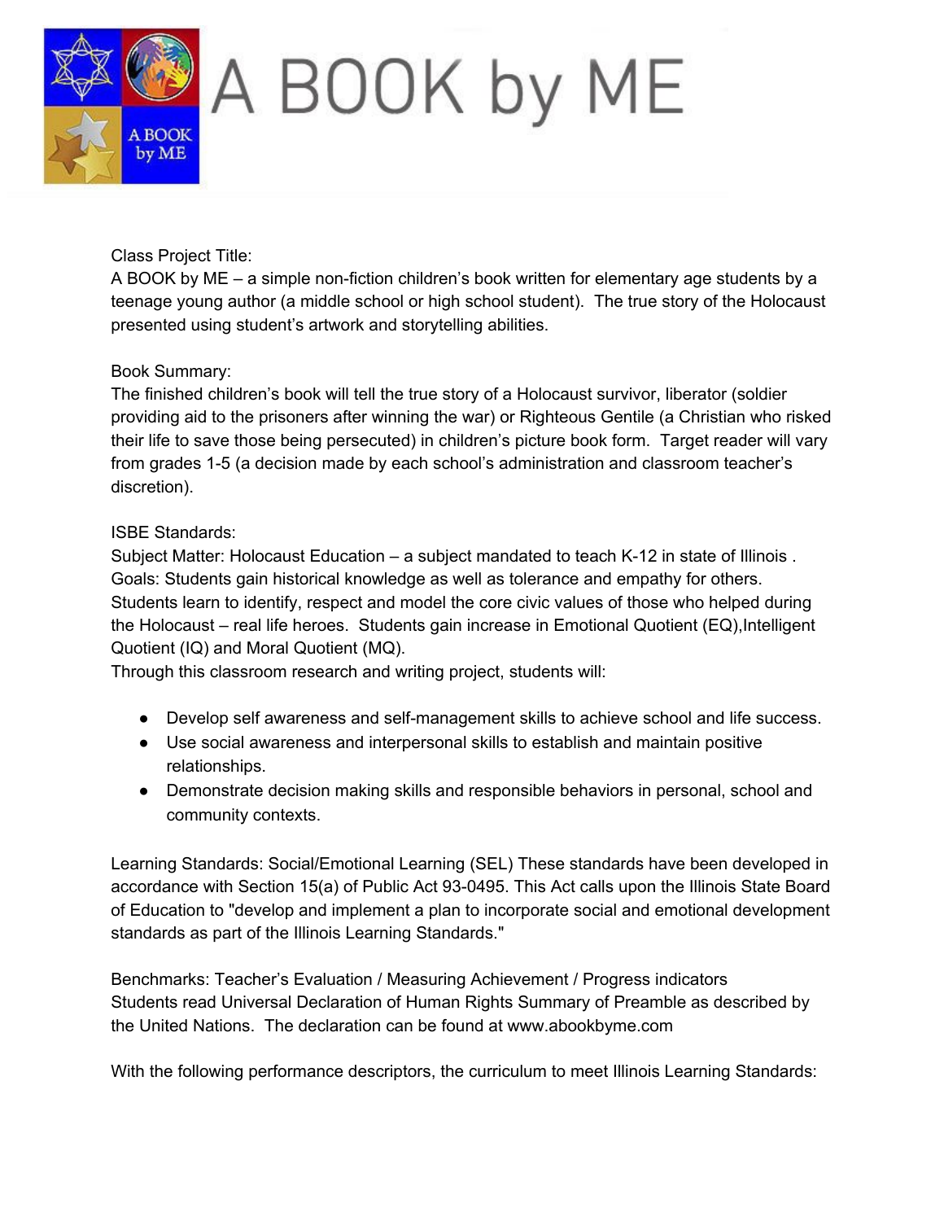# A BOOK by ME

Class Project Title:
A BOOK by ME – a simple non-fiction children's book written for elementary age students by a teenage young author (a middle school or high school student). The true story of the Holocaust presented using student's artwork and storytelling abilities.

Book Summary:
The finished children's book will tell the true story of a Holocaust survivor, liberator (soldier providing aid to the prisoners after winning the war) or Righteous Gentile (a Christian who risked their life to save those being persecuted) in children's picture book form. Target reader will vary from grades 1-5 (a decision made by each school's administration and classroom teacher's discretion).

ISBE Standards:
Subject Matter: Holocaust Education – a subject mandated to teach K-12 in state of Illinois .
Goals: Students gain historical knowledge as well as tolerance and empathy for others. Students learn to identify, respect and model the core civic values of those who helped during the Holocaust – real life heroes. Students gain increase in Emotional Quotient (EQ),Intelligent Quotient (IQ) and Moral Quotient (MQ).
Through this classroom research and writing project, students will:

- Develop self awareness and self-management skills to achieve school and life success.
- Use social awareness and interpersonal skills to establish and maintain positive relationships.
- Demonstrate decision making skills and responsible behaviors in personal, school and community contexts.

Learning Standards: Social/Emotional Learning (SEL) These standards have been developed in accordance with Section 15(a) of Public Act 93-0495. This Act calls upon the Illinois State Board of Education to "develop and implement a plan to incorporate social and emotional development standards as part of the Illinois Learning Standards."

Benchmarks: Teacher's Evaluation / Measuring Achievement / Progress indicators
Students read Universal Declaration of Human Rights Summary of Preamble as described by the United Nations. The declaration can be found at www.abookbyme.com

With the following performance descriptors, the curriculum to meet Illinois Learning Standards: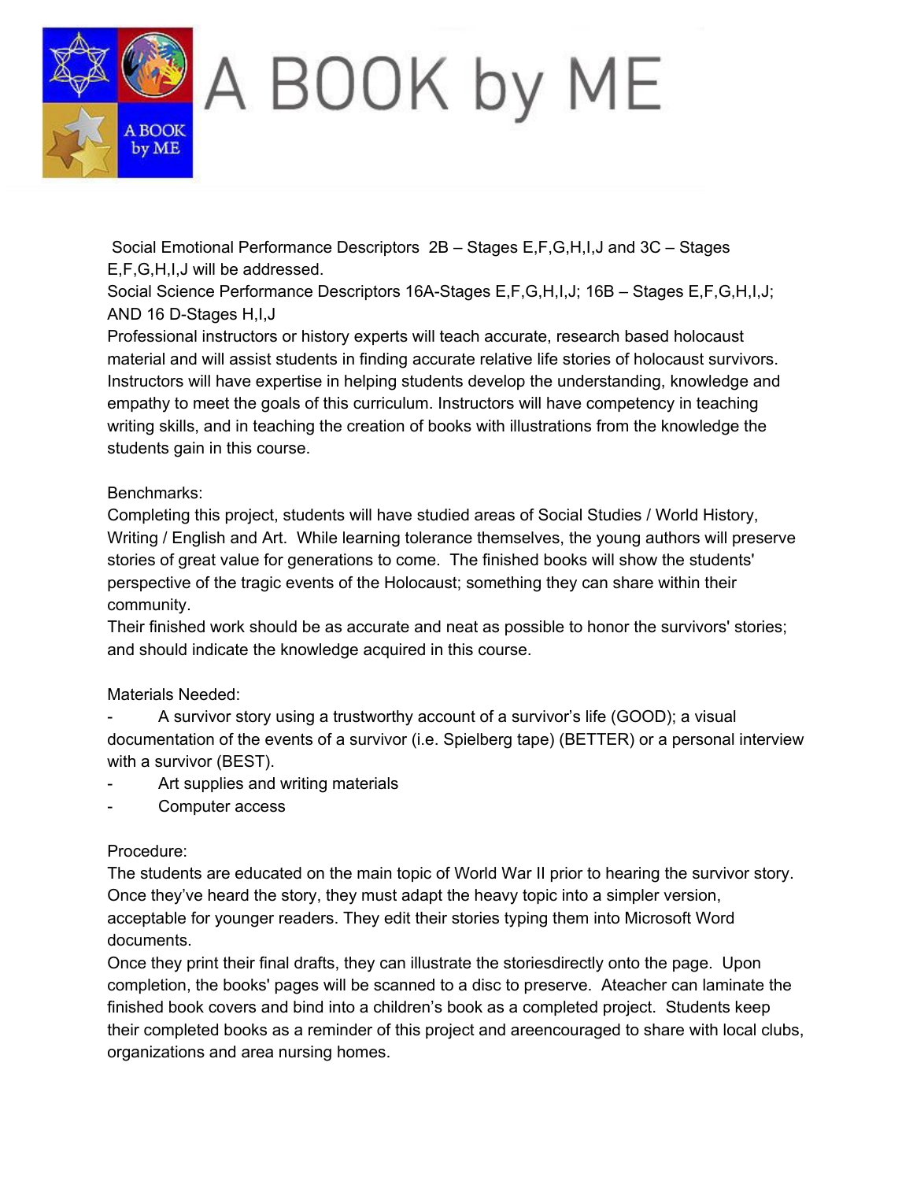# A BOOK by ME

Social Emotional Performance Descriptors 2B – Stages E,F,G,H,I,J and 3C – Stages E,F,G,H,I,J will be addressed.
Social Science Performance Descriptors 16A-Stages E,F,G,H,I,J; 16B – Stages E,F,G,H,I,J; AND 16 D-Stages H,I,J
Professional instructors or history experts will teach accurate, research based holocaust material and will assist students in finding accurate relative life stories of holocaust survivors. Instructors will have expertise in helping students develop the understanding, knowledge and empathy to meet the goals of this curriculum. Instructors will have competency in teaching writing skills, and in teaching the creation of books with illustrations from the knowledge the students gain in this course.

Benchmarks:
Completing this project, students will have studied areas of Social Studies / World History, Writing / English and Art. While learning tolerance themselves, the young authors will preserve stories of great value for generations to come. The finished books will show the students' perspective of the tragic events of the Holocaust; something they can share within their community.
Their finished work should be as accurate and neat as possible to honor the survivors' stories; and should indicate the knowledge acquired in this course.

Materials Needed:

- A survivor story using a trustworthy account of a survivor's life (GOOD); a visual documentation of the events of a survivor (i.e. Spielberg tape) (BETTER) or a personal interview with a survivor (BEST).
- Art supplies and writing materials
- Computer access

Procedure:
The students are educated on the main topic of World War II prior to hearing the survivor story. Once they've heard the story, they must adapt the heavy topic into a simpler version, acceptable for younger readers. They edit their stories typing them into Microsoft Word documents.
Once they print their final drafts, they can illustrate the storiesdirectly onto the page. Upon completion, the books' pages will be scanned to a disc to preserve. Ateacher can laminate the finished book covers and bind into a children's book as a completed project. Students keep their completed books as a reminder of this project and areencouraged to share with local clubs, organizations and area nursing homes.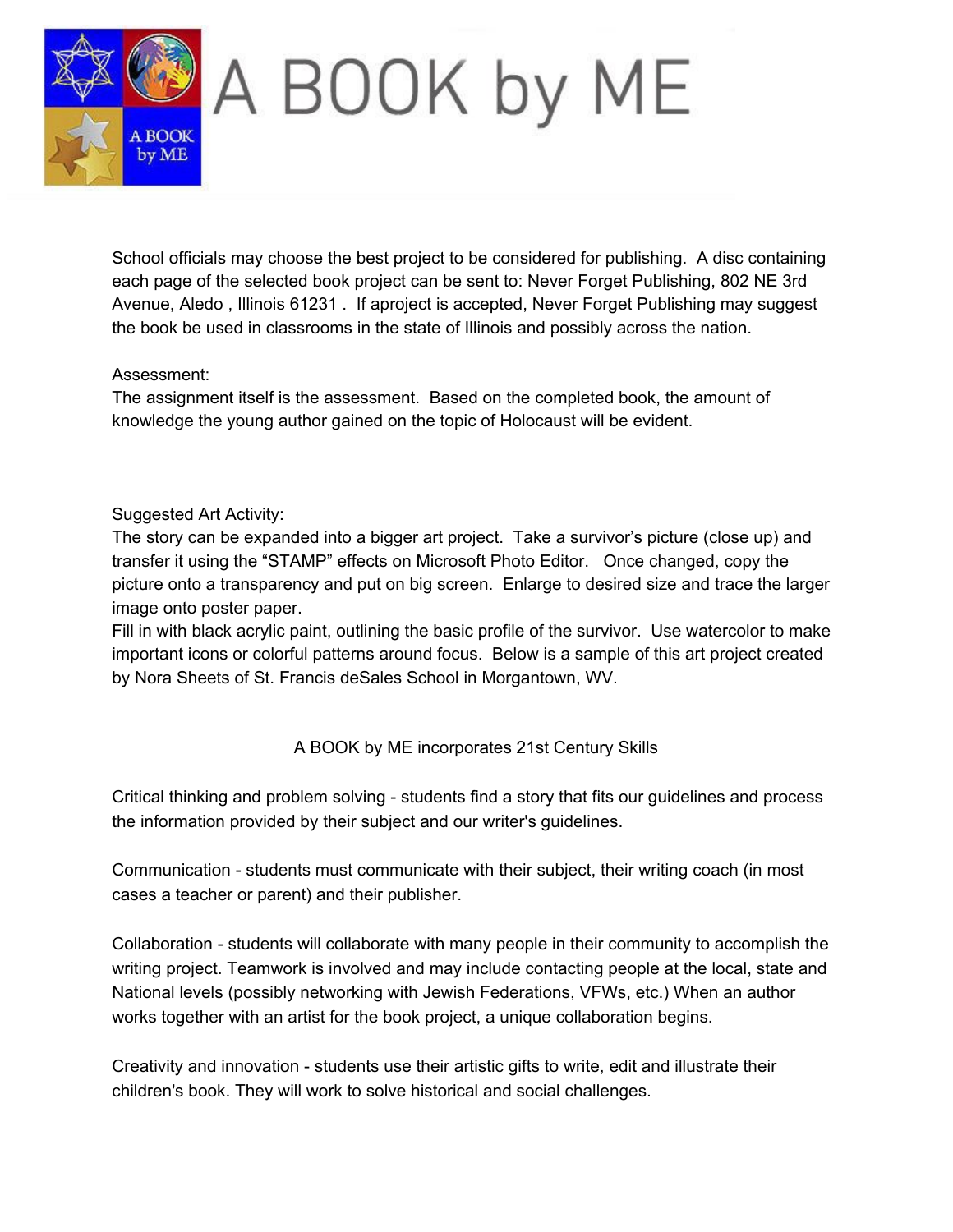# A BOOK by ME

School officials may choose the best project to be considered for publishing. A disc containing each page of the selected book project can be sent to: Never Forget Publishing, 802 NE 3rd Avenue, Aledo , Illinois 61231 . If aproject is accepted, Never Forget Publishing may suggest the book be used in classrooms in the state of Illinois and possibly across the nation.

Assessment:
The assignment itself is the assessment. Based on the completed book, the amount of knowledge the young author gained on the topic of Holocaust will be evident.

Suggested Art Activity:
The story can be expanded into a bigger art project. Take a survivor's picture (close up) and transfer it using the "STAMP" effects on Microsoft Photo Editor. Once changed, copy the picture onto a transparency and put on big screen. Enlarge to desired size and trace the larger image onto poster paper.
Fill in with black acrylic paint, outlining the basic profile of the survivor. Use watercolor to make important icons or colorful patterns around focus. Below is a sample of this art project created by Nora Sheets of St. Francis deSales School in Morgantown, WV.

A BOOK by ME incorporates 21st Century Skills

Critical thinking and problem solving - students find a story that fits our guidelines and process the information provided by their subject and our writer's guidelines.

Communication - students must communicate with their subject, their writing coach (in most cases a teacher or parent) and their publisher.

Collaboration - students will collaborate with many people in their community to accomplish the writing project. Teamwork is involved and may include contacting people at the local, state and National levels (possibly networking with Jewish Federations, VFWs, etc.) When an author works together with an artist for the book project, a unique collaboration begins.

Creativity and innovation - students use their artistic gifts to write, edit and illustrate their children's book. They will work to solve historical and social challenges.